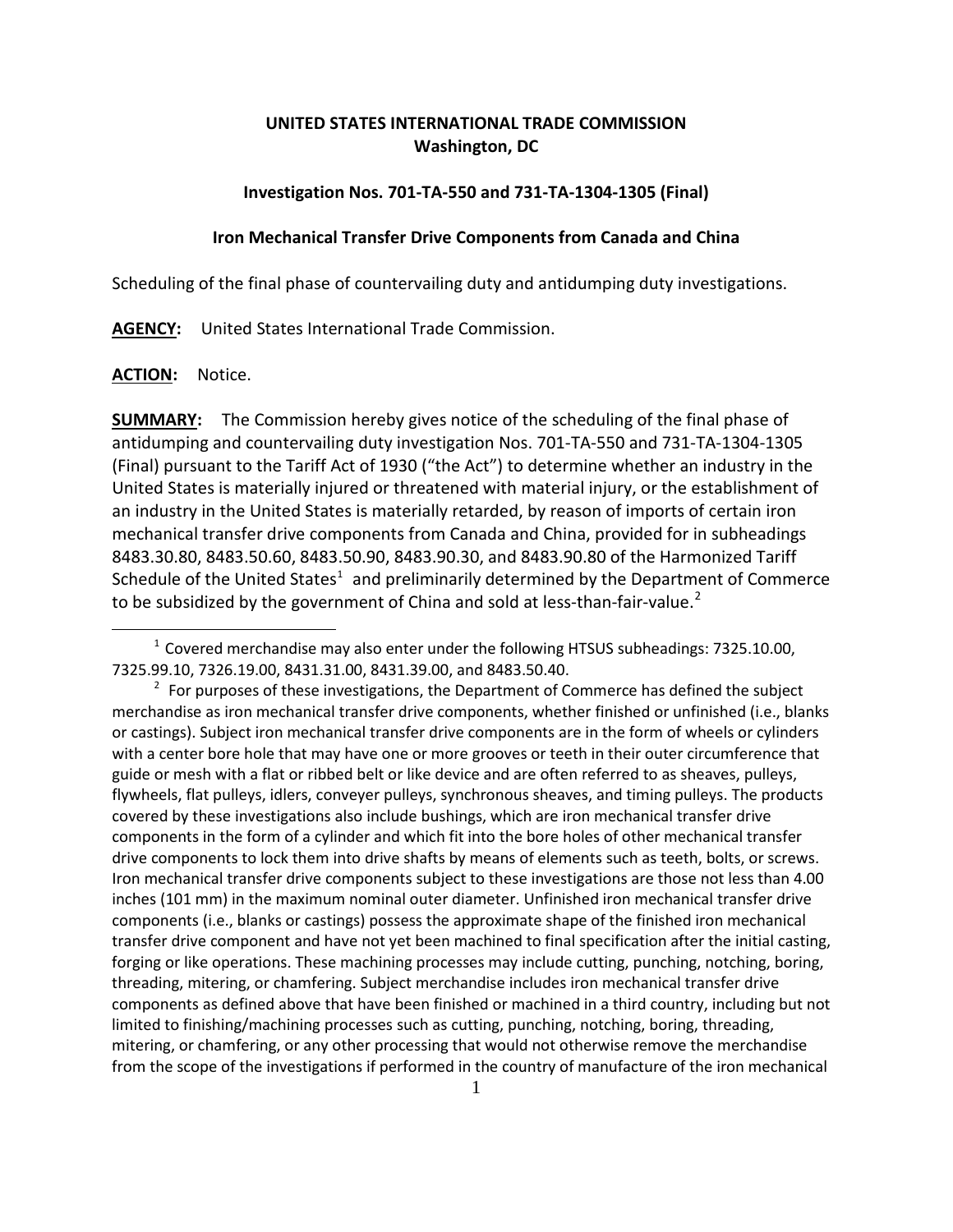**UNITED STATES INTERNATIONAL TRADE COMMISSION**
**Washington, DC**

**Investigation Nos. 701-TA-550 and 731-TA-1304-1305 (Final)**

**Iron Mechanical Transfer Drive Components from Canada and China**

Scheduling of the final phase of countervailing duty and antidumping duty investigations.

**AGENCY:** United States International Trade Commission.

**ACTION:** Notice.

**SUMMARY:** The Commission hereby gives notice of the scheduling of the final phase of antidumping and countervailing duty investigation Nos. 701-TA-550 and 731-TA-1304-1305 (Final) pursuant to the Tariff Act of 1930 ("the Act") to determine whether an industry in the United States is materially injured or threatened with material injury, or the establishment of an industry in the United States is materially retarded, by reason of imports of certain iron mechanical transfer drive components from Canada and China, provided for in subheadings 8483.30.80, 8483.50.60, 8483.50.90, 8483.90.30, and 8483.90.80 of the Harmonized Tariff Schedule of the United States[1] and preliminarily determined by the Department of Commerce to be subsidized by the government of China and sold at less-than-fair-value.[2]

---

[1] Covered merchandise may also enter under the following HTSUS subheadings: 7325.10.00, 7325.99.10, 7326.19.00, 8431.31.00, 8431.39.00, and 8483.50.40.

[2] For purposes of these investigations, the Department of Commerce has defined the subject merchandise as iron mechanical transfer drive components, whether finished or unfinished (i.e., blanks or castings). Subject iron mechanical transfer drive components are in the form of wheels or cylinders with a center bore hole that may have one or more grooves or teeth in their outer circumference that guide or mesh with a flat or ribbed belt or like device and are often referred to as sheaves, pulleys, flywheels, flat pulleys, idlers, conveyer pulleys, synchronous sheaves, and timing pulleys. The products covered by these investigations also include bushings, which are iron mechanical transfer drive components in the form of a cylinder and which fit into the bore holes of other mechanical transfer drive components to lock them into drive shafts by means of elements such as teeth, bolts, or screws. Iron mechanical transfer drive components subject to these investigations are those not less than 4.00 inches (101 mm) in the maximum nominal outer diameter. Unfinished iron mechanical transfer drive components (i.e., blanks or castings) possess the approximate shape of the finished iron mechanical transfer drive component and have not yet been machined to final specification after the initial casting, forging or like operations. These machining processes may include cutting, punching, notching, boring, threading, mitering, or chamfering. Subject merchandise includes iron mechanical transfer drive components as defined above that have been finished or machined in a third country, including but not limited to finishing/machining processes such as cutting, punching, notching, boring, threading, mitering, or chamfering, or any other processing that would not otherwise remove the merchandise from the scope of the investigations if performed in the country of manufacture of the iron mechanical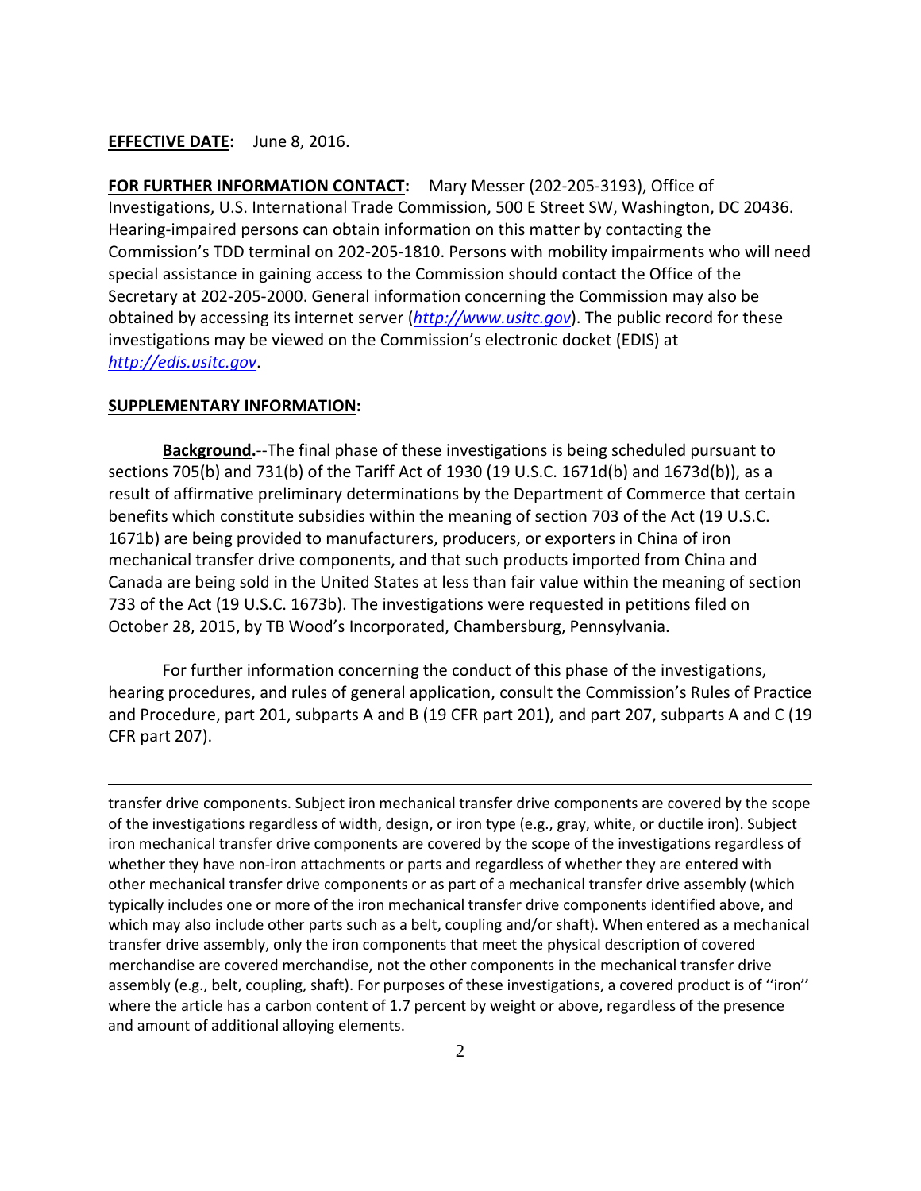**EFFECTIVE DATE:** June 8, 2016.

**FOR FURTHER INFORMATION CONTACT:** Mary Messer (202-205-3193), Office of Investigations, U.S. International Trade Commission, 500 E Street SW, Washington, DC 20436. Hearing-impaired persons can obtain information on this matter by contacting the Commission's TDD terminal on 202-205-1810. Persons with mobility impairments who will need special assistance in gaining access to the Commission should contact the Office of the Secretary at 202-205-2000. General information concerning the Commission may also be obtained by accessing its internet server (*http://www.usitc.gov*). The public record for these investigations may be viewed on the Commission's electronic docket (EDIS) at *http://edis.usitc.gov*.

**SUPPLEMENTARY INFORMATION:**

**Background.**--The final phase of these investigations is being scheduled pursuant to sections 705(b) and 731(b) of the Tariff Act of 1930 (19 U.S.C. 1671d(b) and 1673d(b)), as a result of affirmative preliminary determinations by the Department of Commerce that certain benefits which constitute subsidies within the meaning of section 703 of the Act (19 U.S.C. 1671b) are being provided to manufacturers, producers, or exporters in China of iron mechanical transfer drive components, and that such products imported from China and Canada are being sold in the United States at less than fair value within the meaning of section 733 of the Act (19 U.S.C. 1673b). The investigations were requested in petitions filed on October 28, 2015, by TB Wood's Incorporated, Chambersburg, Pennsylvania.

For further information concerning the conduct of this phase of the investigations, hearing procedures, and rules of general application, consult the Commission's Rules of Practice and Procedure, part 201, subparts A and B (19 CFR part 201), and part 207, subparts A and C (19 CFR part 207).

---

transfer drive components. Subject iron mechanical transfer drive components are covered by the scope of the investigations regardless of width, design, or iron type (e.g., gray, white, or ductile iron). Subject iron mechanical transfer drive components are covered by the scope of the investigations regardless of whether they have non-iron attachments or parts and regardless of whether they are entered with other mechanical transfer drive components or as part of a mechanical transfer drive assembly (which typically includes one or more of the iron mechanical transfer drive components identified above, and which may also include other parts such as a belt, coupling and/or shaft). When entered as a mechanical transfer drive assembly, only the iron components that meet the physical description of covered merchandise are covered merchandise, not the other components in the mechanical transfer drive assembly (e.g., belt, coupling, shaft). For purposes of these investigations, a covered product is of ''iron'' where the article has a carbon content of 1.7 percent by weight or above, regardless of the presence and amount of additional alloying elements.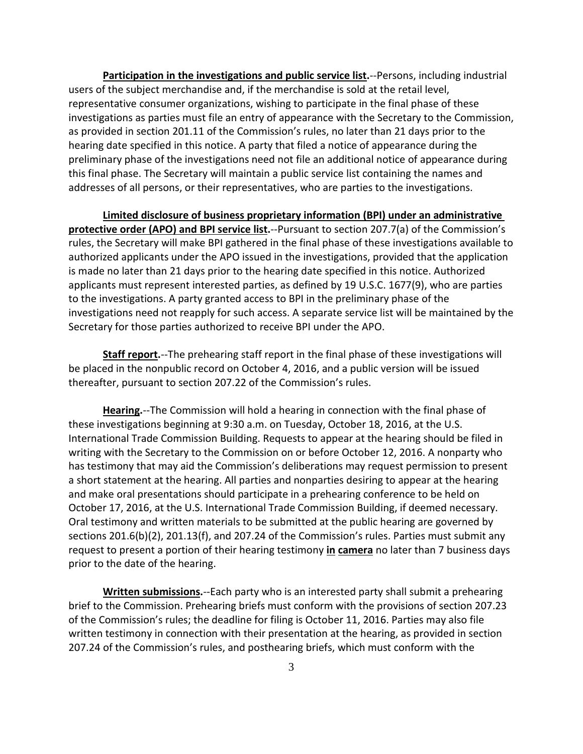**Participation in the investigations and public service list.**--Persons, including industrial users of the subject merchandise and, if the merchandise is sold at the retail level, representative consumer organizations, wishing to participate in the final phase of these investigations as parties must file an entry of appearance with the Secretary to the Commission, as provided in section 201.11 of the Commission's rules, no later than 21 days prior to the hearing date specified in this notice. A party that filed a notice of appearance during the preliminary phase of the investigations need not file an additional notice of appearance during this final phase. The Secretary will maintain a public service list containing the names and addresses of all persons, or their representatives, who are parties to the investigations.

**Limited disclosure of business proprietary information (BPI) under an administrative protective order (APO) and BPI service list.**--Pursuant to section 207.7(a) of the Commission's rules, the Secretary will make BPI gathered in the final phase of these investigations available to authorized applicants under the APO issued in the investigations, provided that the application is made no later than 21 days prior to the hearing date specified in this notice. Authorized applicants must represent interested parties, as defined by 19 U.S.C. 1677(9), who are parties to the investigations. A party granted access to BPI in the preliminary phase of the investigations need not reapply for such access. A separate service list will be maintained by the Secretary for those parties authorized to receive BPI under the APO.

**Staff report.**--The prehearing staff report in the final phase of these investigations will be placed in the nonpublic record on October 4, 2016, and a public version will be issued thereafter, pursuant to section 207.22 of the Commission's rules.

**Hearing.**--The Commission will hold a hearing in connection with the final phase of these investigations beginning at 9:30 a.m. on Tuesday, October 18, 2016, at the U.S. International Trade Commission Building. Requests to appear at the hearing should be filed in writing with the Secretary to the Commission on or before October 12, 2016. A nonparty who has testimony that may aid the Commission's deliberations may request permission to present a short statement at the hearing. All parties and nonparties desiring to appear at the hearing and make oral presentations should participate in a prehearing conference to be held on October 17, 2016, at the U.S. International Trade Commission Building, if deemed necessary. Oral testimony and written materials to be submitted at the public hearing are governed by sections 201.6(b)(2), 201.13(f), and 207.24 of the Commission's rules. Parties must submit any request to present a portion of their hearing testimony **in camera** no later than 7 business days prior to the date of the hearing.

**Written submissions.**--Each party who is an interested party shall submit a prehearing brief to the Commission. Prehearing briefs must conform with the provisions of section 207.23 of the Commission's rules; the deadline for filing is October 11, 2016. Parties may also file written testimony in connection with their presentation at the hearing, as provided in section 207.24 of the Commission's rules, and posthearing briefs, which must conform with the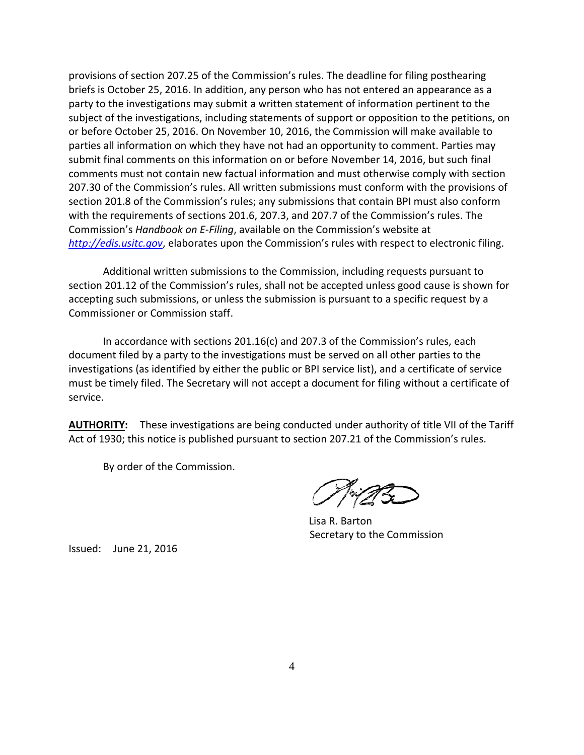provisions of section 207.25 of the Commission's rules. The deadline for filing posthearing briefs is October 25, 2016. In addition, any person who has not entered an appearance as a party to the investigations may submit a written statement of information pertinent to the subject of the investigations, including statements of support or opposition to the petitions, on or before October 25, 2016. On November 10, 2016, the Commission will make available to parties all information on which they have not had an opportunity to comment. Parties may submit final comments on this information on or before November 14, 2016, but such final comments must not contain new factual information and must otherwise comply with section 207.30 of the Commission's rules. All written submissions must conform with the provisions of section 201.8 of the Commission's rules; any submissions that contain BPI must also conform with the requirements of sections 201.6, 207.3, and 207.7 of the Commission's rules. The Commission's *Handbook on E-Filing*, available on the Commission's website at *http://edis.usitc.gov*, elaborates upon the Commission's rules with respect to electronic filing.

Additional written submissions to the Commission, including requests pursuant to section 201.12 of the Commission's rules, shall not be accepted unless good cause is shown for accepting such submissions, or unless the submission is pursuant to a specific request by a Commissioner or Commission staff.

In accordance with sections 201.16(c) and 207.3 of the Commission's rules, each document filed by a party to the investigations must be served on all other parties to the investigations (as identified by either the public or BPI service list), and a certificate of service must be timely filed. The Secretary will not accept a document for filing without a certificate of service.

**AUTHORITY:** These investigations are being conducted under authority of title VII of the Tariff Act of 1930; this notice is published pursuant to section 207.21 of the Commission's rules.

By order of the Commission.

Lisa R. Barton
Secretary to the Commission

Issued: June 21, 2016